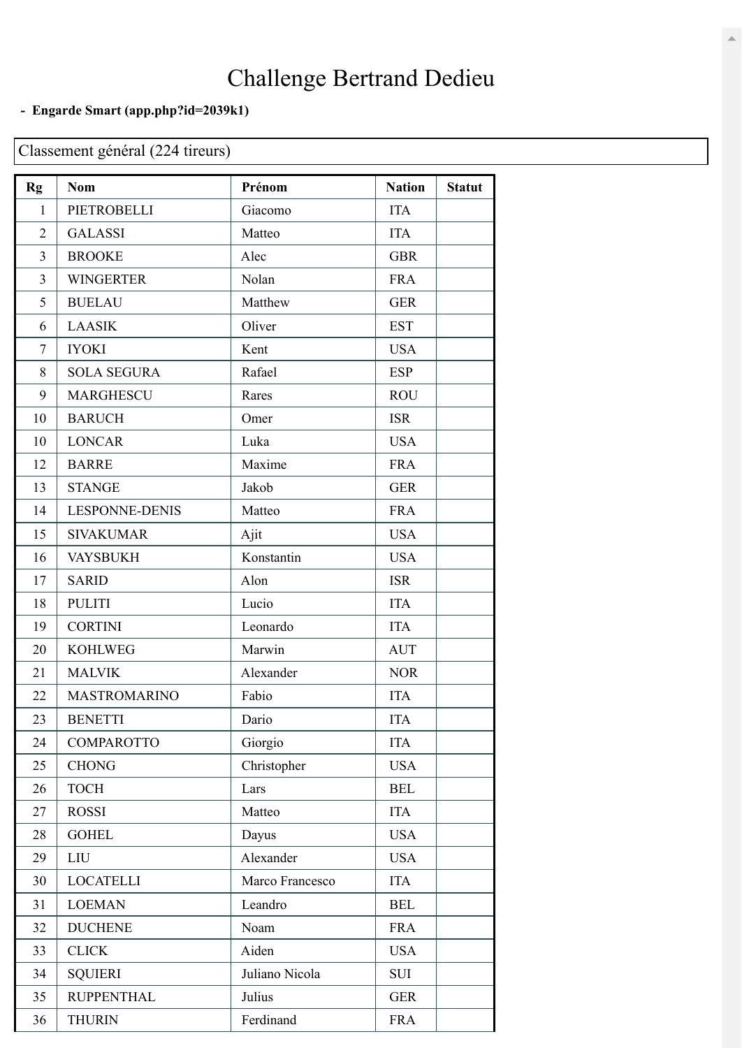# Challenge Bertrand Dedieu

**- Engarde Smart (app.php?id=2039k1)**

Classement général (224 tireurs)

| Rg | Nom | Prénom | Nation | Statut |
|---|---|---|---|---|
| 1 | PIETROBELLI | Giacomo | ITA | |
| 2 | GALASSI | Matteo | ITA | |
| 3 | BROOKE | Alec | GBR | |
| 3 | WINGERTER | Nolan | FRA | |
| 5 | BUELAU | Matthew | GER | |
| 6 | LAASIK | Oliver | EST | |
| 7 | IYOKI | Kent | USA | |
| 8 | SOLA SEGURA | Rafael | ESP | |
| 9 | MARGHESCU | Rares | ROU | |
| 10 | BARUCH | Omer | ISR | |
| 10 | LONCAR | Luka | USA | |
| 12 | BARRE | Maxime | FRA | |
| 13 | STANGE | Jakob | GER | |
| 14 | LESPONNE-DENIS | Matteo | FRA | |
| 15 | SIVAKUMAR | Ajit | USA | |
| 16 | VAYSBUKH | Konstantin | USA | |
| 17 | SARID | Alon | ISR | |
| 18 | PULITI | Lucio | ITA | |
| 19 | CORTINI | Leonardo | ITA | |
| 20 | KOHLWEG | Marwin | AUT | |
| 21 | MALVIK | Alexander | NOR | |
| 22 | MASTROMARINO | Fabio | ITA | |
| 23 | BENETTI | Dario | ITA | |
| 24 | COMPAROTTO | Giorgio | ITA | |
| 25 | CHONG | Christopher | USA | |
| 26 | TOCH | Lars | BEL | |
| 27 | ROSSI | Matteo | ITA | |
| 28 | GOHEL | Dayus | USA | |
| 29 | LIU | Alexander | USA | |
| 30 | LOCATELLI | Marco Francesco | ITA | |
| 31 | LOEMAN | Leandro | BEL | |
| 32 | DUCHENE | Noam | FRA | |
| 33 | CLICK | Aiden | USA | |
| 34 | SQUIERI | Juliano Nicola | SUI | |
| 35 | RUPPENTHAL | Julius | GER | |
| 36 | THURIN | Ferdinand | FRA | |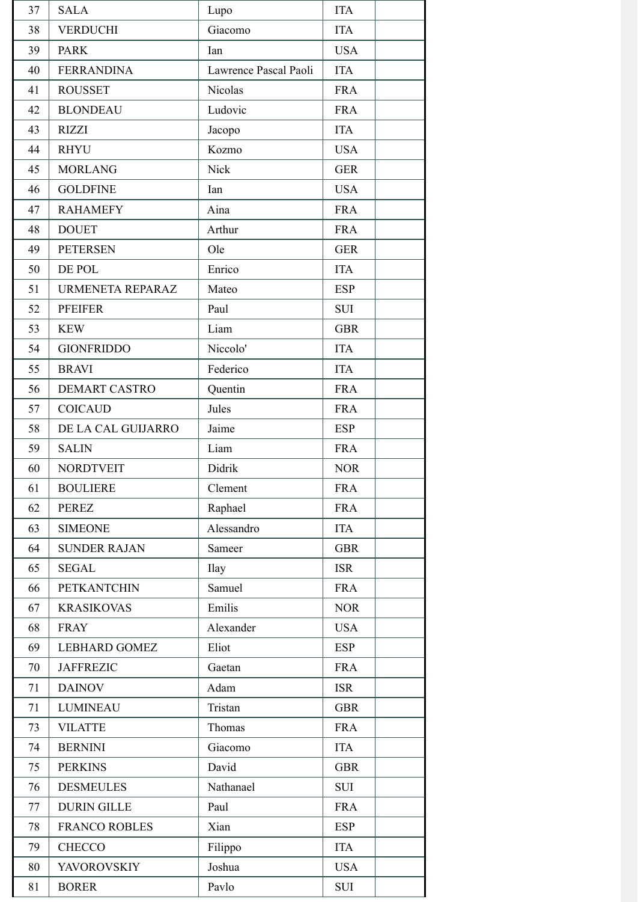| | | | | |
|---|---|---|---|---|
| 37 | SALA | Lupo | ITA | |
| 38 | VERDUCHI | Giacomo | ITA | |
| 39 | PARK | Ian | USA | |
| 40 | FERRANDINA | Lawrence Pascal Paoli | ITA | |
| 41 | ROUSSET | Nicolas | FRA | |
| 42 | BLONDEAU | Ludovic | FRA | |
| 43 | RIZZI | Jacopo | ITA | |
| 44 | RHYU | Kozmo | USA | |
| 45 | MORLANG | Nick | GER | |
| 46 | GOLDFINE | Ian | USA | |
| 47 | RAHAMEFY | Aina | FRA | |
| 48 | DOUET | Arthur | FRA | |
| 49 | PETERSEN | Ole | GER | |
| 50 | DE POL | Enrico | ITA | |
| 51 | URMENETA REPARAZ | Mateo | ESP | |
| 52 | PFEIFER | Paul | SUI | |
| 53 | KEW | Liam | GBR | |
| 54 | GIONFRIDDO | Niccolo' | ITA | |
| 55 | BRAVI | Federico | ITA | |
| 56 | DEMART CASTRO | Quentin | FRA | |
| 57 | COICAUD | Jules | FRA | |
| 58 | DE LA CAL GUIJARRO | Jaime | ESP | |
| 59 | SALIN | Liam | FRA | |
| 60 | NORDTVEIT | Didrik | NOR | |
| 61 | BOULIERE | Clement | FRA | |
| 62 | PEREZ | Raphael | FRA | |
| 63 | SIMEONE | Alessandro | ITA | |
| 64 | SUNDER RAJAN | Sameer | GBR | |
| 65 | SEGAL | Ilay | ISR | |
| 66 | PETKANTCHIN | Samuel | FRA | |
| 67 | KRASIKOVAS | Emilis | NOR | |
| 68 | FRAY | Alexander | USA | |
| 69 | LEBHARD GOMEZ | Eliot | ESP | |
| 70 | JAFFREZIC | Gaetan | FRA | |
| 71 | DAINOV | Adam | ISR | |
| 71 | LUMINEAU | Tristan | GBR | |
| 73 | VILATTE | Thomas | FRA | |
| 74 | BERNINI | Giacomo | ITA | |
| 75 | PERKINS | David | GBR | |
| 76 | DESMEULES | Nathanael | SUI | |
| 77 | DURIN GILLE | Paul | FRA | |
| 78 | FRANCO ROBLES | Xian | ESP | |
| 79 | CHECCO | Filippo | ITA | |
| 80 | YAVOROVSKIY | Joshua | USA | |
| 81 | BORER | Pavlo | SUI | |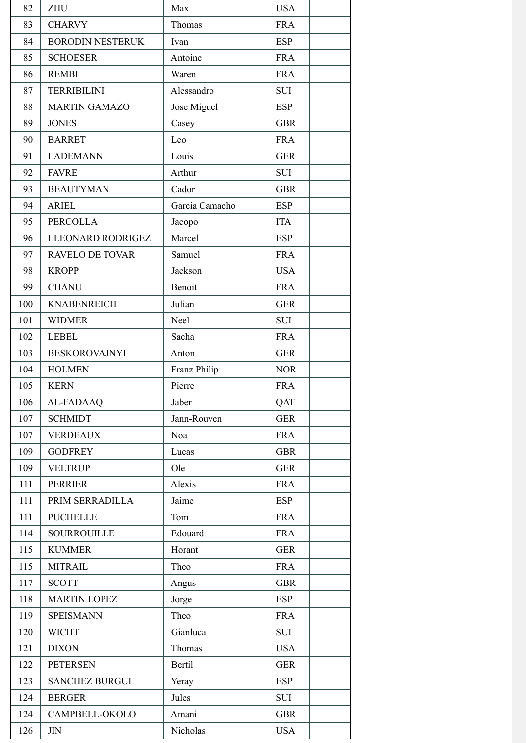| | | | | |
|---|---|---|---|---|
| 82 | ZHU | Max | USA | |
| 83 | CHARVY | Thomas | FRA | |
| 84 | BORODIN NESTERUK | Ivan | ESP | |
| 85 | SCHOESER | Antoine | FRA | |
| 86 | REMBI | Waren | FRA | |
| 87 | TERRIBILINI | Alessandro | SUI | |
| 88 | MARTIN GAMAZO | Jose Miguel | ESP | |
| 89 | JONES | Casey | GBR | |
| 90 | BARRET | Leo | FRA | |
| 91 | LADEMANN | Louis | GER | |
| 92 | FAVRE | Arthur | SUI | |
| 93 | BEAUTYMAN | Cador | GBR | |
| 94 | ARIEL | Garcia Camacho | ESP | |
| 95 | PERCOLLA | Jacopo | ITA | |
| 96 | LLEONARD RODRIGEZ | Marcel | ESP | |
| 97 | RAVELO DE TOVAR | Samuel | FRA | |
| 98 | KROPP | Jackson | USA | |
| 99 | CHANU | Benoit | FRA | |
| 100 | KNABENREICH | Julian | GER | |
| 101 | WIDMER | Neel | SUI | |
| 102 | LEBEL | Sacha | FRA | |
| 103 | BESKOROVAJNYI | Anton | GER | |
| 104 | HOLMEN | Franz Philip | NOR | |
| 105 | KERN | Pierre | FRA | |
| 106 | AL-FADAAQ | Jaber | QAT | |
| 107 | SCHMIDT | Jann-Rouven | GER | |
| 107 | VERDEAUX | Noa | FRA | |
| 109 | GODFREY | Lucas | GBR | |
| 109 | VELTRUP | Ole | GER | |
| 111 | PERRIER | Alexis | FRA | |
| 111 | PRIM SERRADILLA | Jaime | ESP | |
| 111 | PUCHELLE | Tom | FRA | |
| 114 | SOURROUILLE | Edouard | FRA | |
| 115 | KUMMER | Horant | GER | |
| 115 | MITRAIL | Theo | FRA | |
| 117 | SCOTT | Angus | GBR | |
| 118 | MARTIN LOPEZ | Jorge | ESP | |
| 119 | SPEISMANN | Theo | FRA | |
| 120 | WICHT | Gianluca | SUI | |
| 121 | DIXON | Thomas | USA | |
| 122 | PETERSEN | Bertil | GER | |
| 123 | SANCHEZ BURGUI | Yeray | ESP | |
| 124 | BERGER | Jules | SUI | |
| 124 | CAMPBELL-OKOLO | Amani | GBR | |
| 126 | JIN | Nicholas | USA | |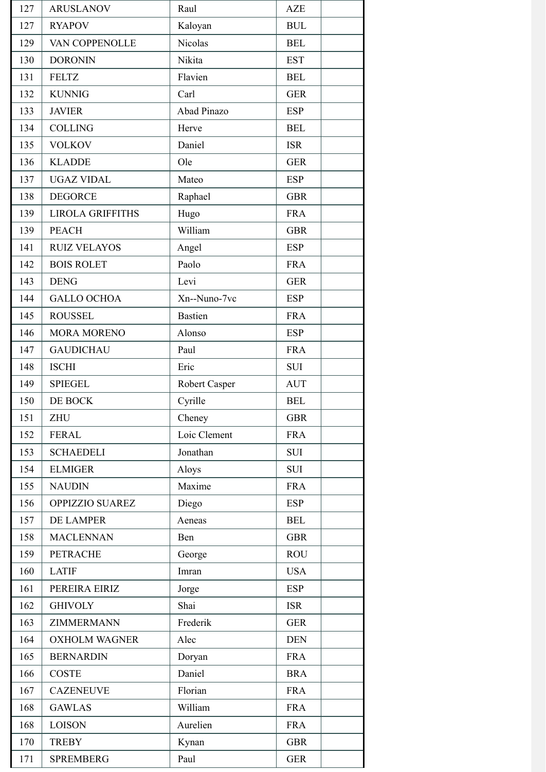| | | | | |
|---|---|---|---|---|
| 127 | ARUSLANOV | Raul | AZE | |
| 127 | RYAPOV | Kaloyan | BUL | |
| 129 | VAN COPPENOLLE | Nicolas | BEL | |
| 130 | DORONIN | Nikita | EST | |
| 131 | FELTZ | Flavien | BEL | |
| 132 | KUNNIG | Carl | GER | |
| 133 | JAVIER | Abad Pinazo | ESP | |
| 134 | COLLING | Herve | BEL | |
| 135 | VOLKOV | Daniel | ISR | |
| 136 | KLADDE | Ole | GER | |
| 137 | UGAZ VIDAL | Mateo | ESP | |
| 138 | DEGORCE | Raphael | GBR | |
| 139 | LIROLA GRIFFITHS | Hugo | FRA | |
| 139 | PEACH | William | GBR | |
| 141 | RUIZ VELAYOS | Angel | ESP | |
| 142 | BOIS ROLET | Paolo | FRA | |
| 143 | DENG | Levi | GER | |
| 144 | GALLO OCHOA | Xn--Nuno-7vc | ESP | |
| 145 | ROUSSEL | Bastien | FRA | |
| 146 | MORA MORENO | Alonso | ESP | |
| 147 | GAUDICHAU | Paul | FRA | |
| 148 | ISCHI | Eric | SUI | |
| 149 | SPIEGEL | Robert Casper | AUT | |
| 150 | DE BOCK | Cyrille | BEL | |
| 151 | ZHU | Cheney | GBR | |
| 152 | FERAL | Loic Clement | FRA | |
| 153 | SCHAEDELI | Jonathan | SUI | |
| 154 | ELMIGER | Aloys | SUI | |
| 155 | NAUDIN | Maxime | FRA | |
| 156 | OPPIZZIO SUAREZ | Diego | ESP | |
| 157 | DE LAMPER | Aeneas | BEL | |
| 158 | MACLENNAN | Ben | GBR | |
| 159 | PETRACHE | George | ROU | |
| 160 | LATIF | Imran | USA | |
| 161 | PEREIRA EIRIZ | Jorge | ESP | |
| 162 | GHIVOLY | Shai | ISR | |
| 163 | ZIMMERMANN | Frederik | GER | |
| 164 | OXHOLM WAGNER | Alec | DEN | |
| 165 | BERNARDIN | Doryan | FRA | |
| 166 | COSTE | Daniel | BRA | |
| 167 | CAZENEUVE | Florian | FRA | |
| 168 | GAWLAS | William | FRA | |
| 168 | LOISON | Aurelien | FRA | |
| 170 | TREBY | Kynan | GBR | |
| 171 | SPREMBERG | Paul | GER | |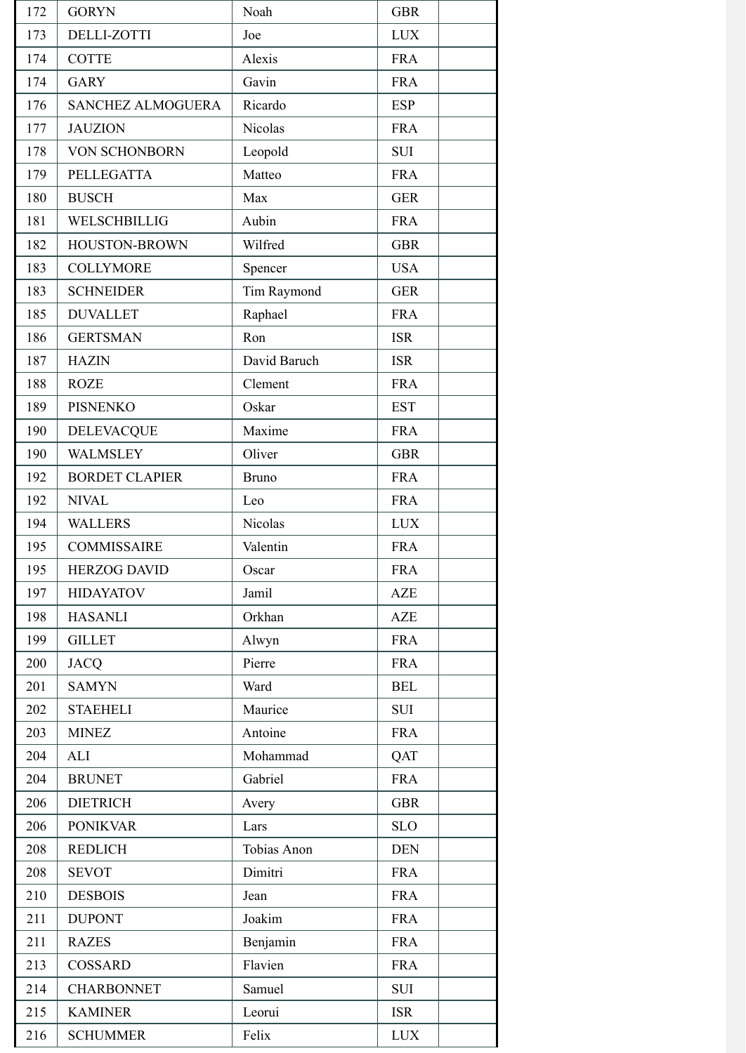| | | | | |
|---|---|---|---|---|
| 172 | GORYN | Noah | GBR | |
| 173 | DELLI-ZOTTI | Joe | LUX | |
| 174 | COTTE | Alexis | FRA | |
| 174 | GARY | Gavin | FRA | |
| 176 | SANCHEZ ALMOGUERA | Ricardo | ESP | |
| 177 | JAUZION | Nicolas | FRA | |
| 178 | VON SCHONBORN | Leopold | SUI | |
| 179 | PELLEGATTA | Matteo | FRA | |
| 180 | BUSCH | Max | GER | |
| 181 | WELSCHBILLIG | Aubin | FRA | |
| 182 | HOUSTON-BROWN | Wilfred | GBR | |
| 183 | COLLYMORE | Spencer | USA | |
| 183 | SCHNEIDER | Tim Raymond | GER | |
| 185 | DUVALLET | Raphael | FRA | |
| 186 | GERTSMAN | Ron | ISR | |
| 187 | HAZIN | David Baruch | ISR | |
| 188 | ROZE | Clement | FRA | |
| 189 | PISNENKO | Oskar | EST | |
| 190 | DELEVACQUE | Maxime | FRA | |
| 190 | WALMSLEY | Oliver | GBR | |
| 192 | BORDET CLAPIER | Bruno | FRA | |
| 192 | NIVAL | Leo | FRA | |
| 194 | WALLERS | Nicolas | LUX | |
| 195 | COMMISSAIRE | Valentin | FRA | |
| 195 | HERZOG DAVID | Oscar | FRA | |
| 197 | HIDAYATOV | Jamil | AZE | |
| 198 | HASANLI | Orkhan | AZE | |
| 199 | GILLET | Alwyn | FRA | |
| 200 | JACQ | Pierre | FRA | |
| 201 | SAMYN | Ward | BEL | |
| 202 | STAEHELI | Maurice | SUI | |
| 203 | MINEZ | Antoine | FRA | |
| 204 | ALI | Mohammad | QAT | |
| 204 | BRUNET | Gabriel | FRA | |
| 206 | DIETRICH | Avery | GBR | |
| 206 | PONIKVAR | Lars | SLO | |
| 208 | REDLICH | Tobias Anon | DEN | |
| 208 | SEVOT | Dimitri | FRA | |
| 210 | DESBOIS | Jean | FRA | |
| 211 | DUPONT | Joakim | FRA | |
| 211 | RAZES | Benjamin | FRA | |
| 213 | COSSARD | Flavien | FRA | |
| 214 | CHARBONNET | Samuel | SUI | |
| 215 | KAMINER | Leorui | ISR | |
| 216 | SCHUMMER | Felix | LUX | |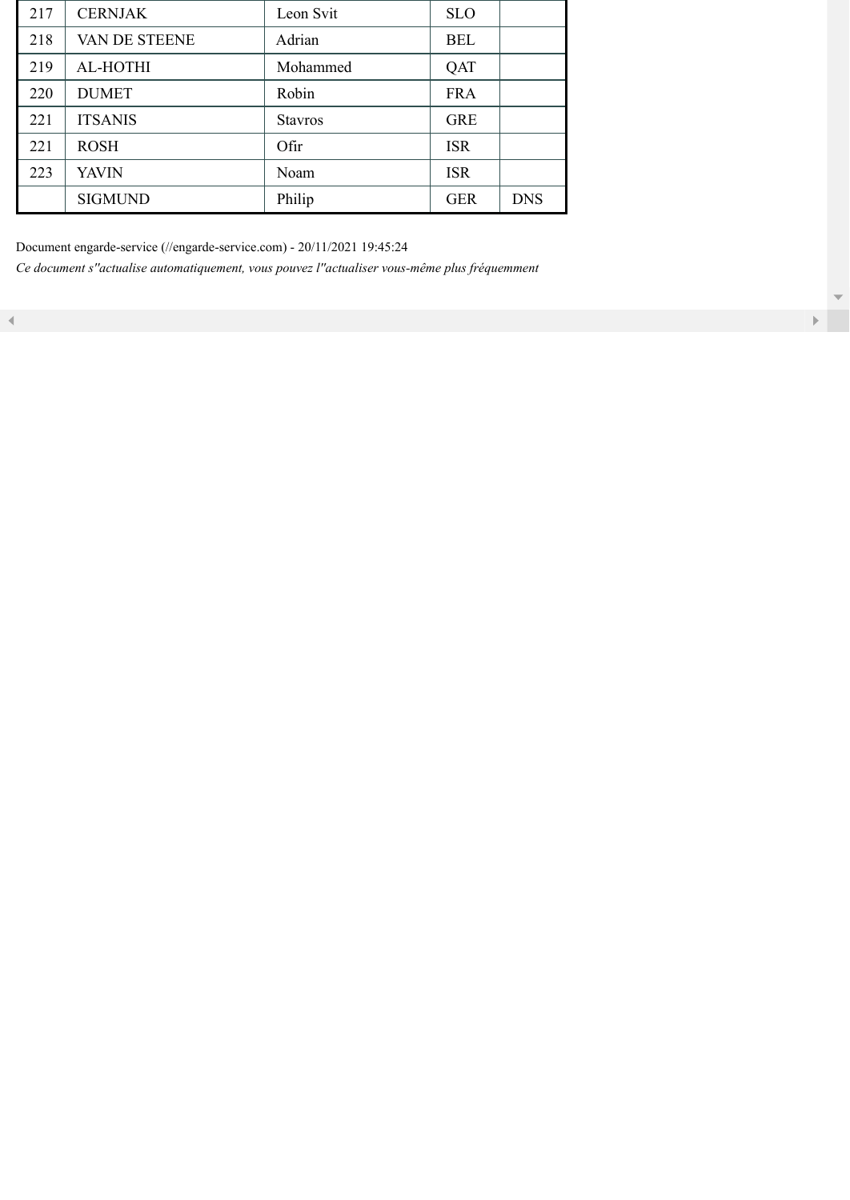| | | | | |
|---|---|---|---|---|
| 217 | CERNJAK | Leon Svit | SLO | |
| 218 | VAN DE STEENE | Adrian | BEL | |
| 219 | AL-HOTHI | Mohammed | QAT | |
| 220 | DUMET | Robin | FRA | |
| 221 | ITSANIS | Stavros | GRE | |
| 221 | ROSH | Ofir | ISR | |
| 223 | YAVIN | Noam | ISR | |
| | SIGMUND | Philip | GER | DNS |

Document engarde-service (//engarde-service.com) - 20/11/2021 19:45:24

*Ce document s''actualise automatiquement, vous pouvez l''actualiser vous-même plus fréquemment*